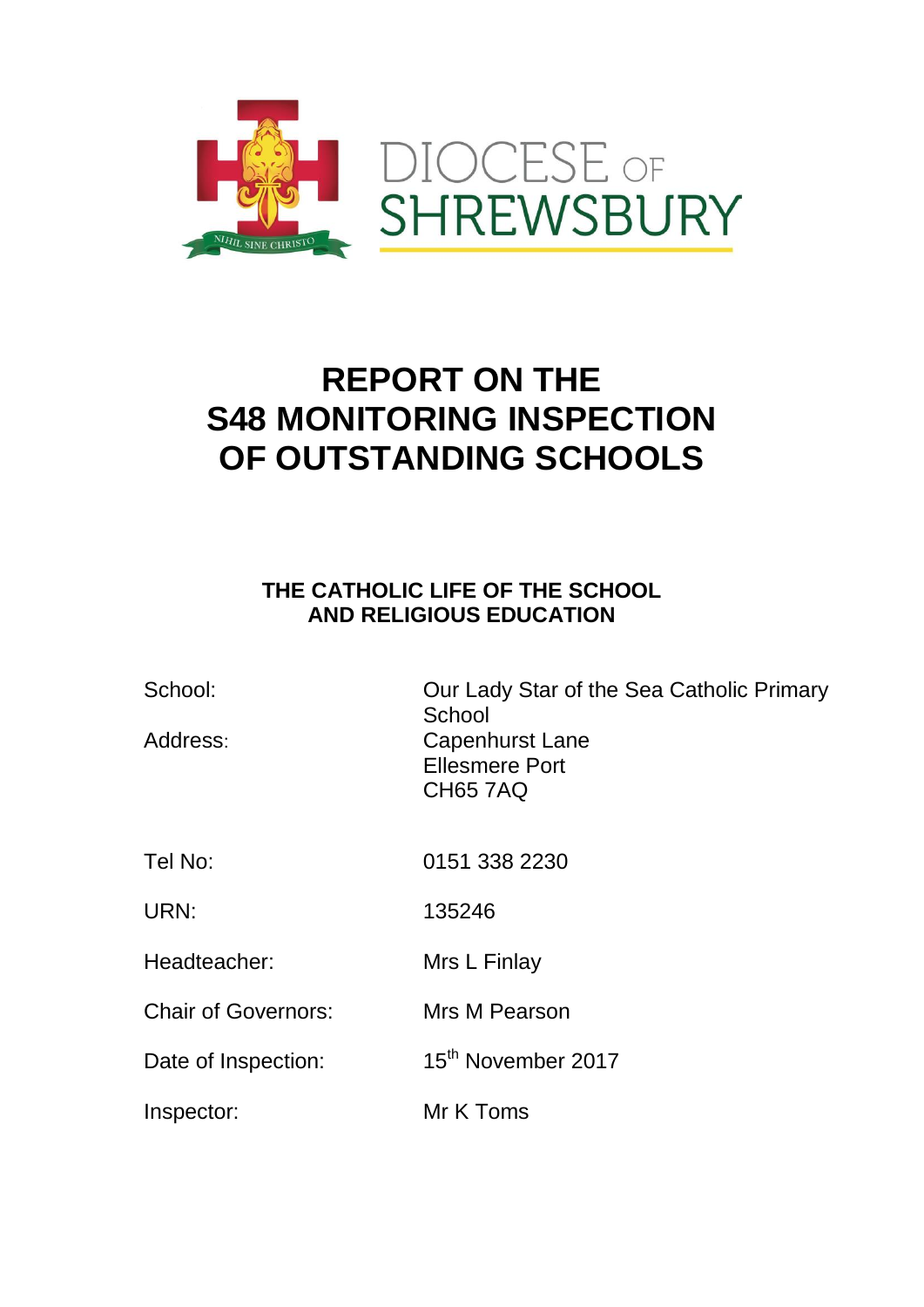DIOCESE OF SHREWSBURY

NIHIL SINE CHRISTO

# REPORT ON THE S48 MONITORING INSPECTION OF OUTSTANDING SCHOOLS

## THE CATHOLIC LIFE OF THE SCHOOL AND RELIGIOUS EDUCATION

| | |
|---|---|
| School: | Our Lady Star of the Sea Catholic Primary School |
| Address: | Capenhurst Lane<br>Ellesmere Port<br>CH65 7AQ |
| Tel No: | 0151 338 2230 |
| URN: | 135246 |
| Headteacher: | Mrs L Finlay |
| Chair of Governors: | Mrs M Pearson |
| Date of Inspection: | 15th November 2017 |
| Inspector: | Mr K Toms |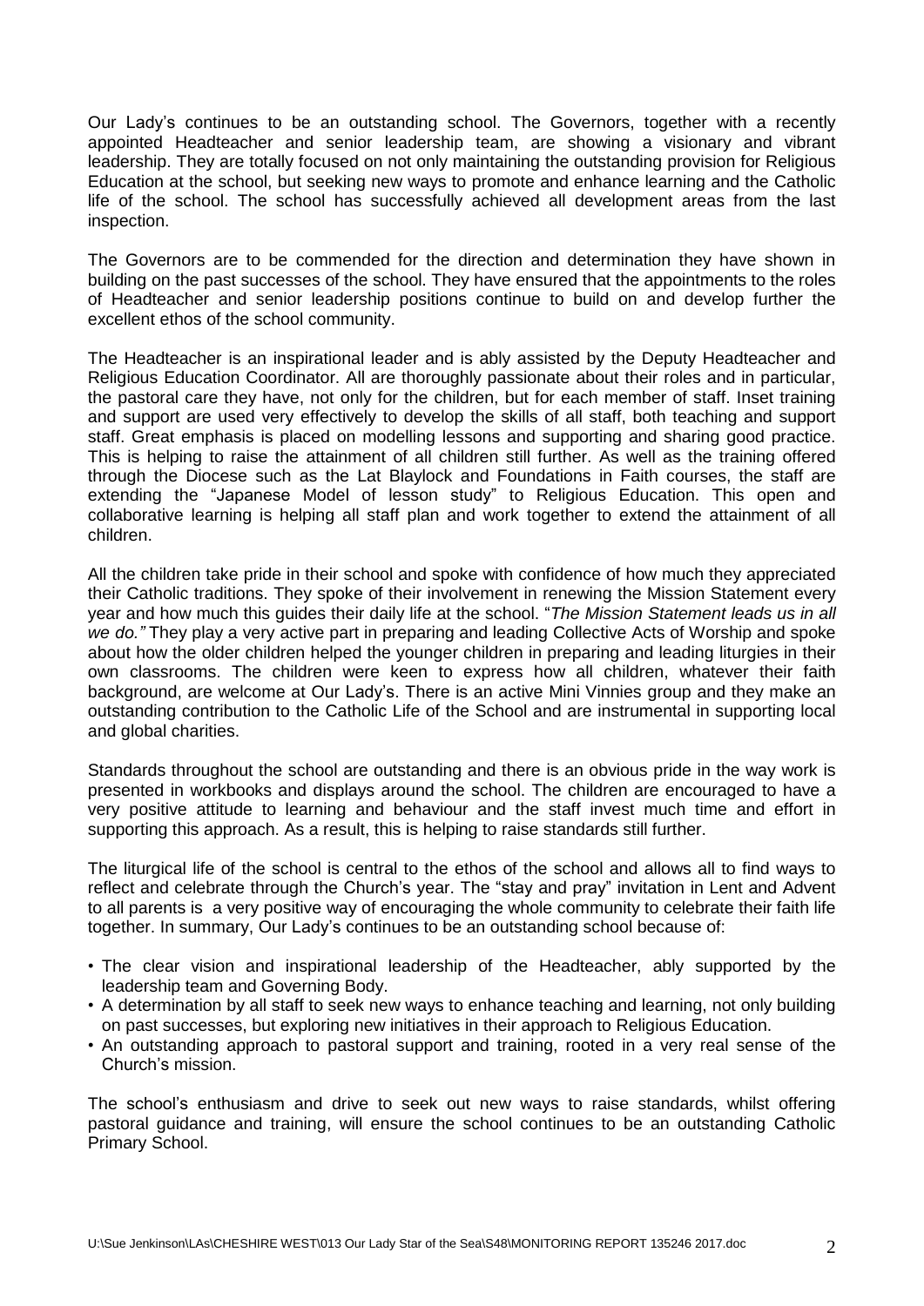Our Lady's continues to be an outstanding school. The Governors, together with a recently appointed Headteacher and senior leadership team, are showing a visionary and vibrant leadership. They are totally focused on not only maintaining the outstanding provision for Religious Education at the school, but seeking new ways to promote and enhance learning and the Catholic life of the school. The school has successfully achieved all development areas from the last inspection.

The Governors are to be commended for the direction and determination they have shown in building on the past successes of the school. They have ensured that the appointments to the roles of Headteacher and senior leadership positions continue to build on and develop further the excellent ethos of the school community.

The Headteacher is an inspirational leader and is ably assisted by the Deputy Headteacher and Religious Education Coordinator. All are thoroughly passionate about their roles and in particular, the pastoral care they have, not only for the children, but for each member of staff. Inset training and support are used very effectively to develop the skills of all staff, both teaching and support staff. Great emphasis is placed on modelling lessons and supporting and sharing good practice. This is helping to raise the attainment of all children still further. As well as the training offered through the Diocese such as the Lat Blaylock and Foundations in Faith courses, the staff are extending the "Japanese Model of lesson study" to Religious Education. This open and collaborative learning is helping all staff plan and work together to extend the attainment of all children.

All the children take pride in their school and spoke with confidence of how much they appreciated their Catholic traditions. They spoke of their involvement in renewing the Mission Statement every year and how much this guides their daily life at the school. "*The Mission Statement leads us in all we do."* They play a very active part in preparing and leading Collective Acts of Worship and spoke about how the older children helped the younger children in preparing and leading liturgies in their own classrooms. The children were keen to express how all children, whatever their faith background, are welcome at Our Lady's. There is an active Mini Vinnies group and they make an outstanding contribution to the Catholic Life of the School and are instrumental in supporting local and global charities.

Standards throughout the school are outstanding and there is an obvious pride in the way work is presented in workbooks and displays around the school. The children are encouraged to have a very positive attitude to learning and behaviour and the staff invest much time and effort in supporting this approach. As a result, this is helping to raise standards still further.

The liturgical life of the school is central to the ethos of the school and allows all to find ways to reflect and celebrate through the Church's year. The "stay and pray" invitation in Lent and Advent to all parents is a very positive way of encouraging the whole community to celebrate their faith life together. In summary, Our Lady's continues to be an outstanding school because of:

- The clear vision and inspirational leadership of the Headteacher, ably supported by the leadership team and Governing Body.
- A determination by all staff to seek new ways to enhance teaching and learning, not only building on past successes, but exploring new initiatives in their approach to Religious Education.
- An outstanding approach to pastoral support and training, rooted in a very real sense of the Church's mission.

The school's enthusiasm and drive to seek out new ways to raise standards, whilst offering pastoral guidance and training, will ensure the school continues to be an outstanding Catholic Primary School.